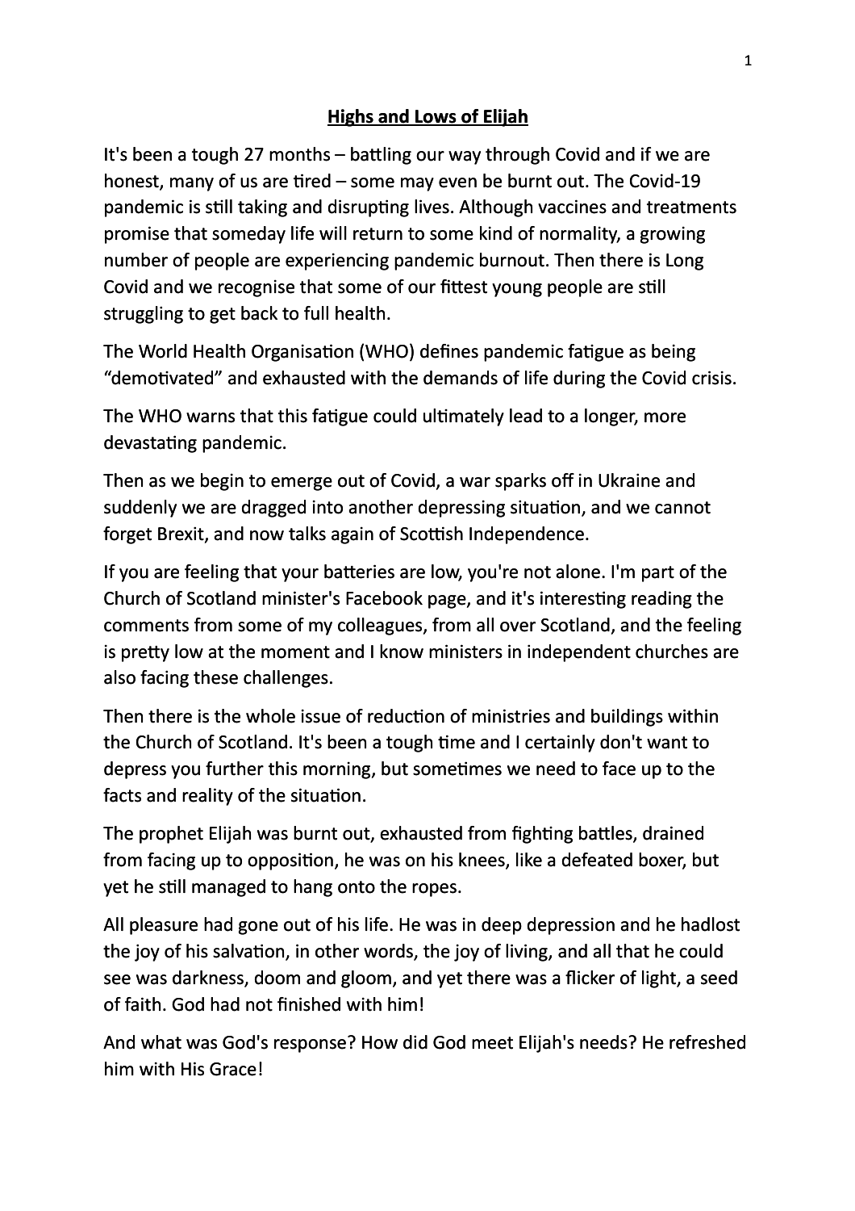# Highs and Lows of Elijah

It's been a tough 27 months – battling our way through Covid and if we are honest, many of us are tired – some may even be burnt out. The Covid-19 pandemic is still taking and disrupting lives. Although vaccines and treatments promise that someday life will return to some kind of normality, a growing number of people are experiencing pandemic burnout. Then there is Long Covid and we recognise that some of our fittest young people are still struggling to get back to full health.

The World Health Organisation (WHO) defines pandemic fatigue as being "demotivated" and exhausted with the demands of life during the Covid crisis.

The WHO warns that this fatigue could ultimately lead to a longer, more devastating pandemic.

Then as we begin to emerge out of Covid, a war sparks off in Ukraine and suddenly we are dragged into another depressing situation, and we cannot forget Brexit, and now talks again of Scottish Independence.

If you are feeling that your batteries are low, you're not alone. I'm part of the Church of Scotland minister's Facebook page, and it's interesting reading the comments from some of my colleagues, from all over Scotland, and the feeling is pretty low at the moment and I know ministers in independent churches are also facing these challenges.

Then there is the whole issue of reduction of ministries and buildings within the Church of Scotland. It's been a tough time and I certainly don't want to depress you further this morning, but sometimes we need to face up to the facts and reality of the situation.

The prophet Elijah was burnt out, exhausted from fighting battles, drained from facing up to opposition, he was on his knees, like a defeated boxer, but yet he still managed to hang onto the ropes.

All pleasure had gone out of his life. He was in deep depression and he hadlost the joy of his salvation, in other words, the joy of living, and all that he could see was darkness, doom and gloom, and yet there was a flicker of light, a seed of faith. God had not finished with him!

And what was God's response? How did God meet Elijah's needs? He refreshed him with His Grace!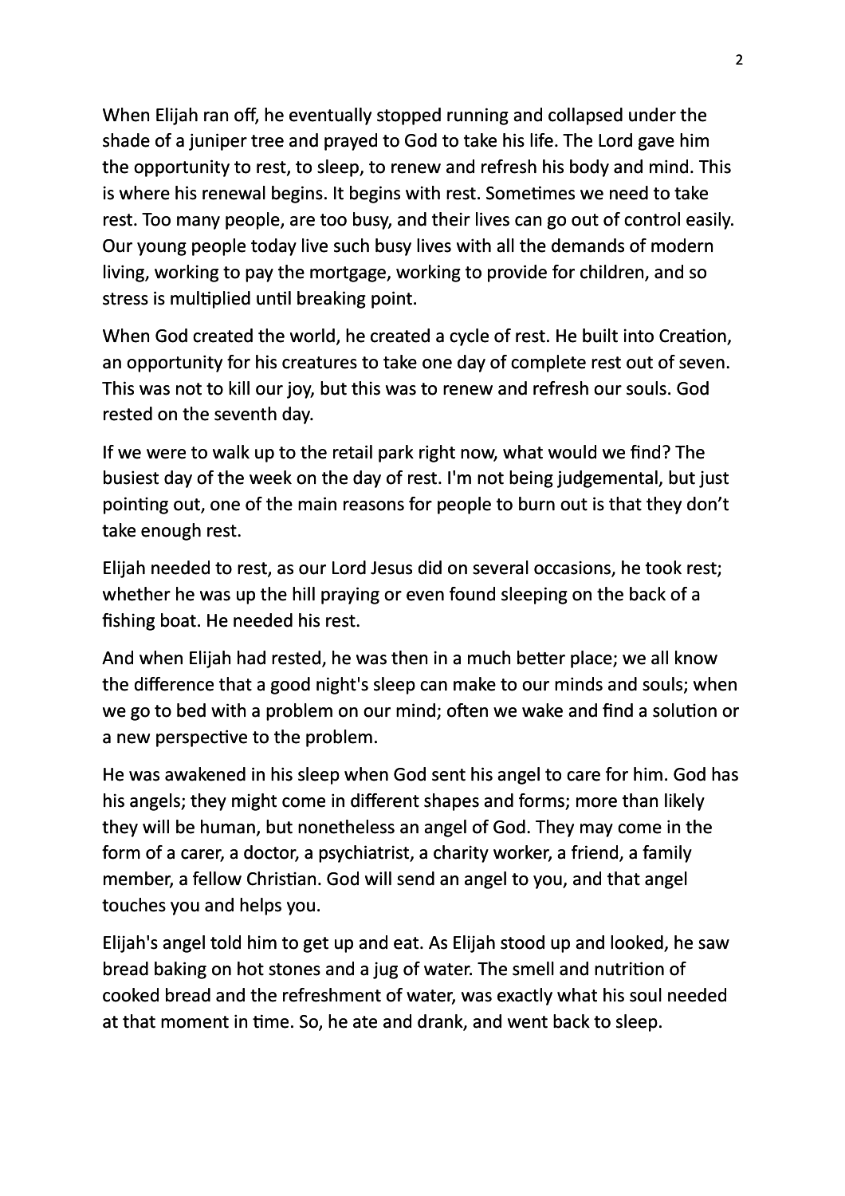When Elijah ran off, he eventually stopped running and collapsed under the shade of a juniper tree and prayed to God to take his life. The Lord gave him the opportunity to rest, to sleep, to renew and refresh his body and mind. This is where his renewal begins. It begins with rest. Sometimes we need to take rest. Too many people, are too busy, and their lives can go out of control easily. Our young people today live such busy lives with all the demands of modern living, working to pay the mortgage, working to provide for children, and so stress is multiplied until breaking point.

When God created the world, he created a cycle of rest. He built into Creation, an opportunity for his creatures to take one day of complete rest out of seven. This was not to kill our joy, but this was to renew and refresh our souls. God rested on the seventh day.

If we were to walk up to the retail park right now, what would we find? The busiest day of the week on the day of rest. I'm not being judgemental, but just pointing out, one of the main reasons for people to burn out is that they don't take enough rest.

Elijah needed to rest, as our Lord Jesus did on several occasions, he took rest; whether he was up the hill praying or even found sleeping on the back of a fishing boat. He needed his rest.

And when Elijah had rested, he was then in a much better place; we all know the difference that a good night's sleep can make to our minds and souls; when we go to bed with a problem on our mind; often we wake and find a solution or a new perspective to the problem.

He was awakened in his sleep when God sent his angel to care for him. God has his angels; they might come in different shapes and forms; more than likely they will be human, but nonetheless an angel of God. They may come in the form of a carer, a doctor, a psychiatrist, a charity worker, a friend, a family member, a fellow Christian. God will send an angel to you, and that angel touches you and helps you.

Elijah's angel told him to get up and eat. As Elijah stood up and looked, he saw bread baking on hot stones and a jug of water. The smell and nutrition of cooked bread and the refreshment of water, was exactly what his soul needed at that moment in time. So, he ate and drank, and went back to sleep.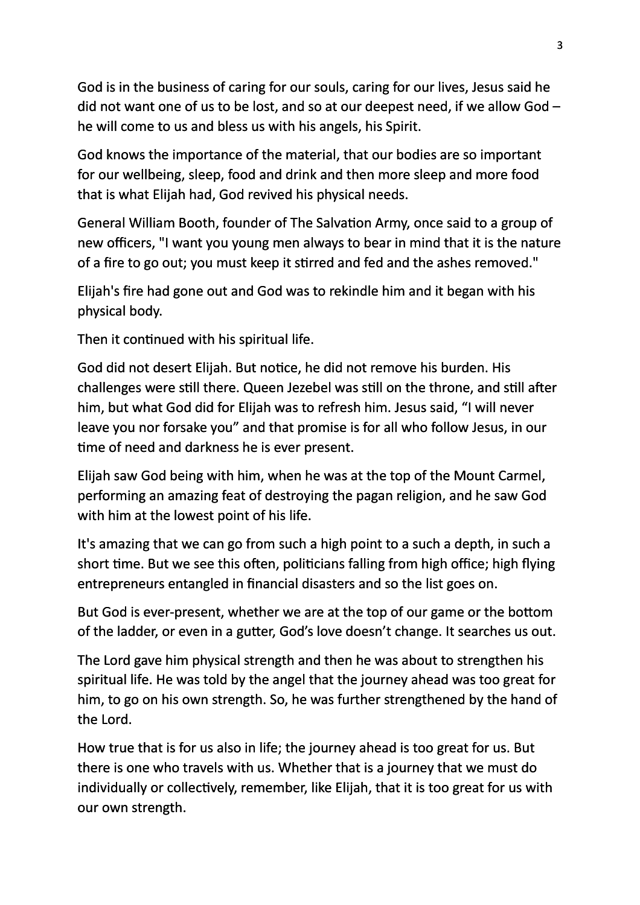God is in the business of caring for our souls, caring for our lives, Jesus said he did not want one of us to be lost, and so at our deepest need, if we allow God – he will come to us and bless us with his angels, his Spirit.

God knows the importance of the material, that our bodies are so important for our wellbeing, sleep, food and drink and then more sleep and more food that is what Elijah had, God revived his physical needs.

General William Booth, founder of The Salvation Army, once said to a group of new officers, "I want you young men always to bear in mind that it is the nature of a fire to go out; you must keep it stirred and fed and the ashes removed."

Elijah's fire had gone out and God was to rekindle him and it began with his physical body.

Then it continued with his spiritual life.

God did not desert Elijah. But notice, he did not remove his burden. His challenges were still there. Queen Jezebel was still on the throne, and still after him, but what God did for Elijah was to refresh him. Jesus said, "I will never leave you nor forsake you" and that promise is for all who follow Jesus, in our time of need and darkness he is ever present.

Elijah saw God being with him, when he was at the top of the Mount Carmel, performing an amazing feat of destroying the pagan religion, and he saw God with him at the lowest point of his life.

It's amazing that we can go from such a high point to a such a depth, in such a short time. But we see this often, politicians falling from high office; high flying entrepreneurs entangled in financial disasters and so the list goes on.

But God is ever-present, whether we are at the top of our game or the bottom of the ladder, or even in a gutter, God's love doesn't change. It searches us out.

The Lord gave him physical strength and then he was about to strengthen his spiritual life. He was told by the angel that the journey ahead was too great for him, to go on his own strength. So, he was further strengthened by the hand of the Lord.

How true that is for us also in life; the journey ahead is too great for us. But there is one who travels with us. Whether that is a journey that we must do individually or collectively, remember, like Elijah, that it is too great for us with our own strength.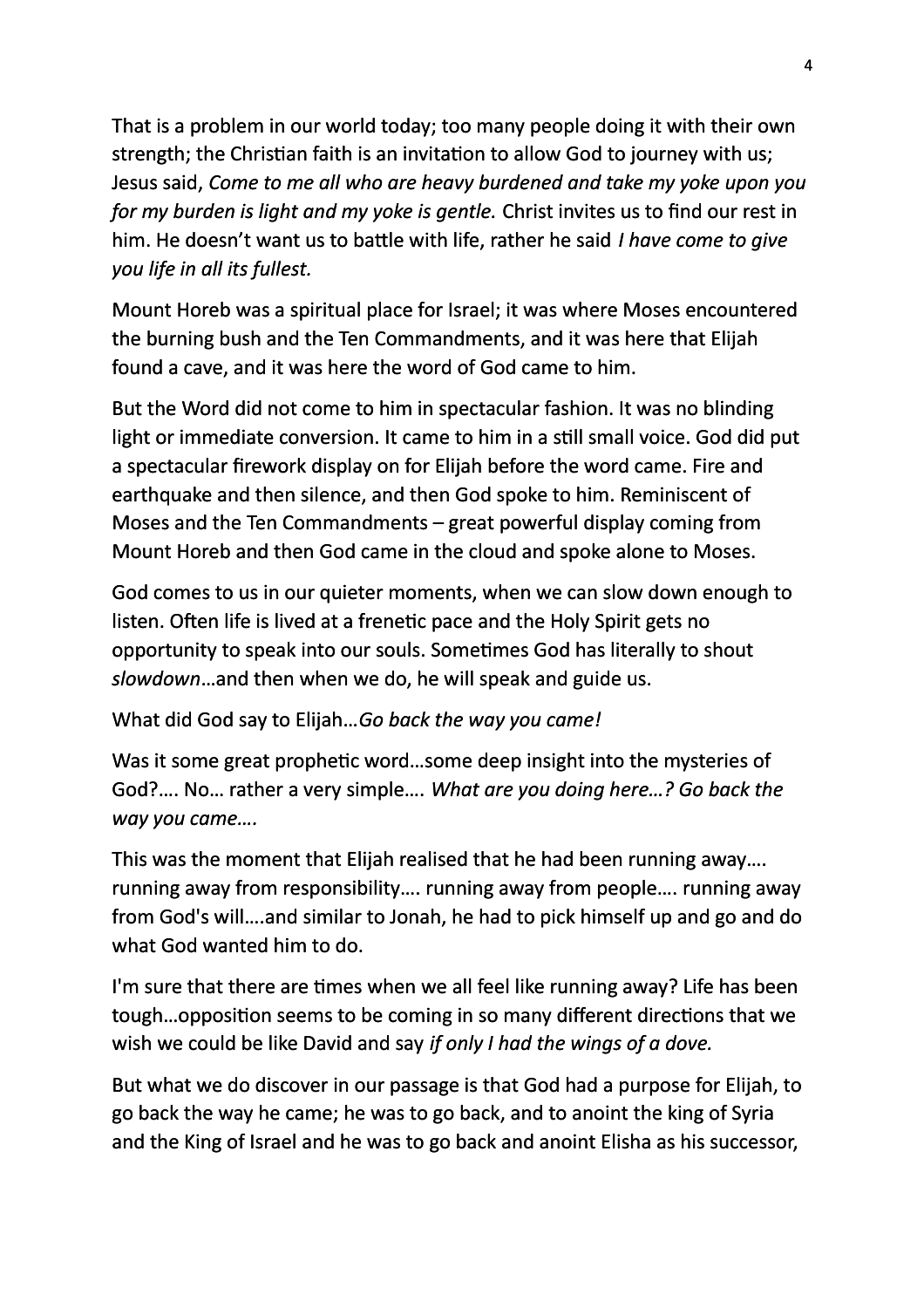That is a problem in our world today; too many people doing it with their own strength; the Christian faith is an invitation to allow God to journey with us; Jesus said, *Come to me all who are heavy burdened and take my yoke upon you for my burden is light and my yoke is gentle.* Christ invites us to find our rest in him. He doesn't want us to battle with life, rather he said *I have come to give you life in all its fullest.*

Mount Horeb was a spiritual place for Israel; it was where Moses encountered the burning bush and the Ten Commandments, and it was here that Elijah found a cave, and it was here the word of God came to him.

But the Word did not come to him in spectacular fashion. It was no blinding light or immediate conversion. It came to him in a still small voice. God did put a spectacular firework display on for Elijah before the word came. Fire and earthquake and then silence, and then God spoke to him. Reminiscent of Moses and the Ten Commandments – great powerful display coming from Mount Horeb and then God came in the cloud and spoke alone to Moses.

God comes to us in our quieter moments, when we can slow down enough to listen. Often life is lived at a frenetic pace and the Holy Spirit gets no opportunity to speak into our souls. Sometimes God has literally to shout *slowdown*…and then when we do, he will speak and guide us.

What did God say to Elijah…*Go back the way you came!*

Was it some great prophetic word…some deep insight into the mysteries of God?…. No… rather a very simple…. *What are you doing here…? Go back the way you came….*

This was the moment that Elijah realised that he had been running away…. running away from responsibility…. running away from people…. running away from God's will….and similar to Jonah, he had to pick himself up and go and do what God wanted him to do.

I'm sure that there are times when we all feel like running away? Life has been tough…opposition seems to be coming in so many different directions that we wish we could be like David and say *if only I had the wings of a dove.*

But what we do discover in our passage is that God had a purpose for Elijah, to go back the way he came; he was to go back, and to anoint the king of Syria and the King of Israel and he was to go back and anoint Elisha as his successor,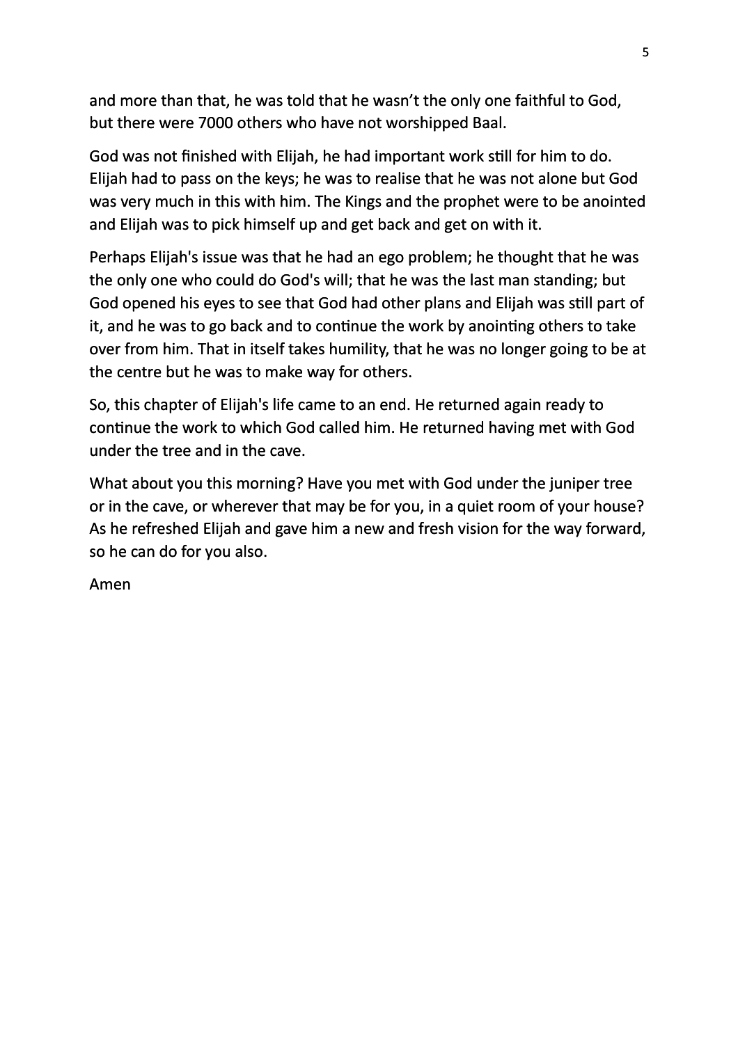and more than that, he was told that he wasn't the only one faithful to God, but there were 7000 others who have not worshipped Baal.

God was not finished with Elijah, he had important work still for him to do. Elijah had to pass on the keys; he was to realise that he was not alone but God was very much in this with him. The Kings and the prophet were to be anointed and Elijah was to pick himself up and get back and get on with it.

Perhaps Elijah's issue was that he had an ego problem; he thought that he was the only one who could do God's will; that he was the last man standing; but God opened his eyes to see that God had other plans and Elijah was still part of it, and he was to go back and to continue the work by anointing others to take over from him. That in itself takes humility, that he was no longer going to be at the centre but he was to make way for others.

So, this chapter of Elijah's life came to an end. He returned again ready to continue the work to which God called him. He returned having met with God under the tree and in the cave.

What about you this morning? Have you met with God under the juniper tree or in the cave, or wherever that may be for you, in a quiet room of your house? As he refreshed Elijah and gave him a new and fresh vision for the way forward, so he can do for you also.

Amen